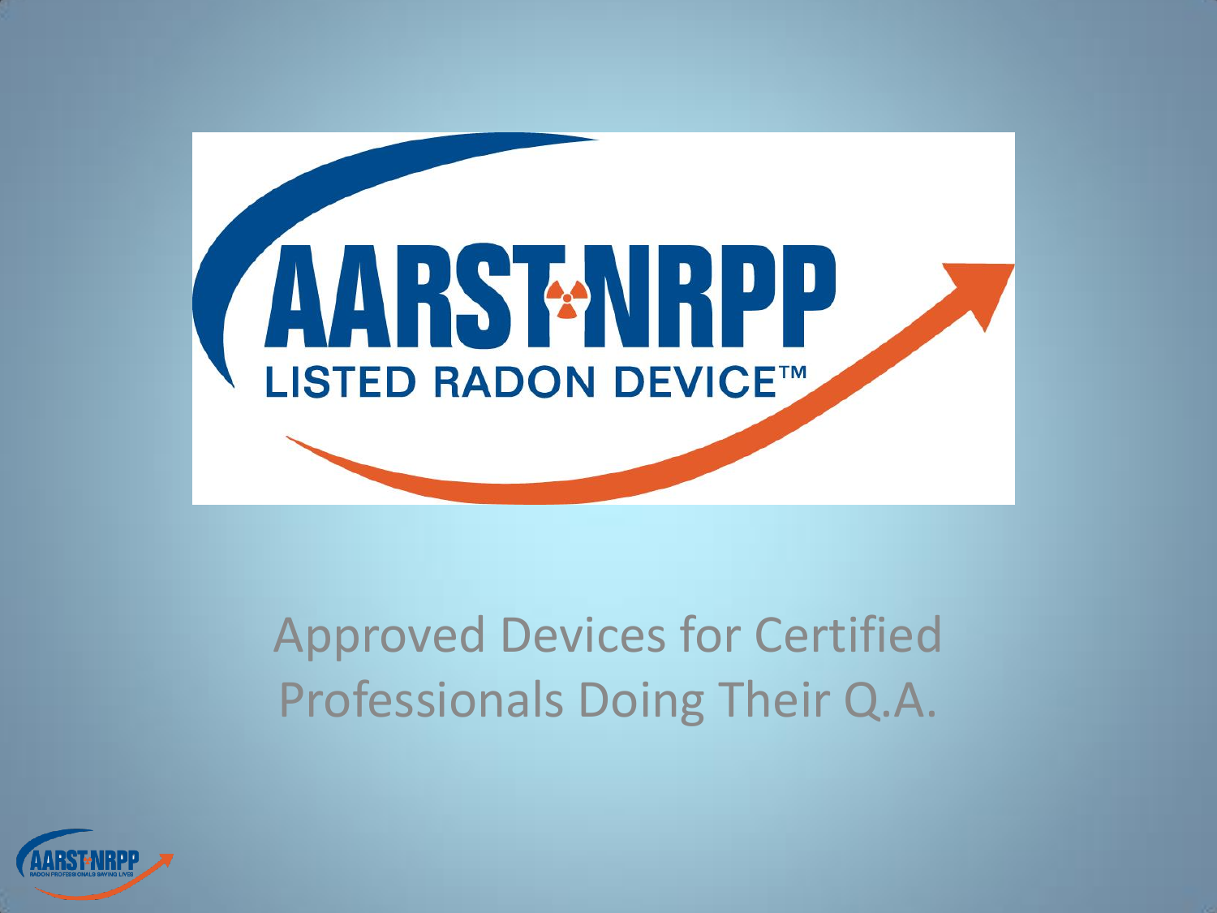# AARST NRPP

## LISTED RADON DEVICE™

Approved Devices for Certified Professionals Doing Their Q.A.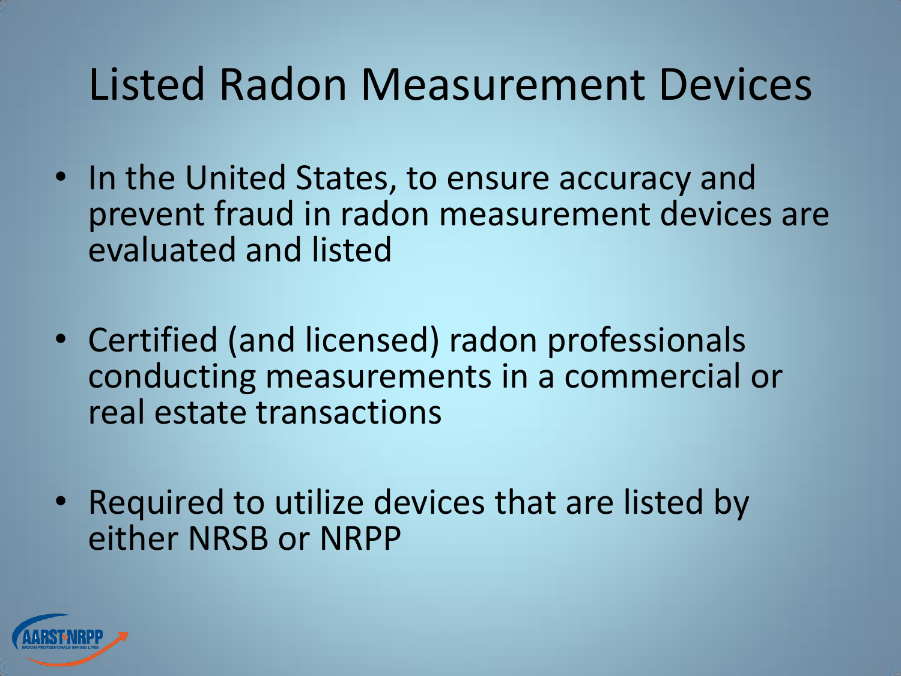# Listed Radon Measurement Devices

- In the United States, to ensure accuracy and prevent fraud in radon measurement devices are evaluated and listed
- Certified (and licensed) radon professionals conducting measurements in a commercial or real estate transactions
- Required to utilize devices that are listed by either NRSB or NRPP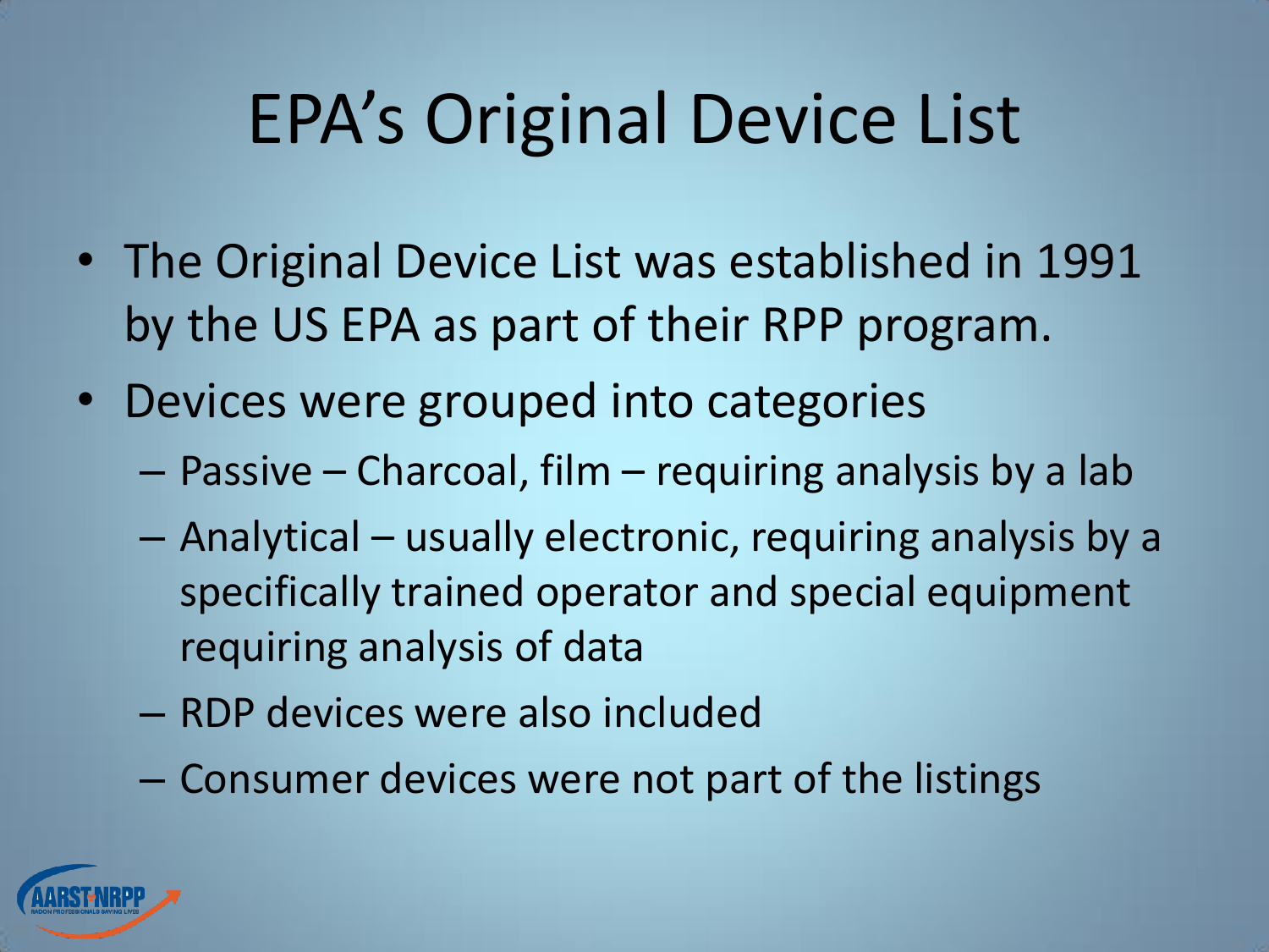# EPA's Original Device List

- The Original Device List was established in 1991 by the US EPA as part of their RPP program.
- Devices were grouped into categories
  - Passive – Charcoal, film – requiring analysis by a lab
  - Analytical – usually electronic, requiring analysis by a specifically trained operator and special equipment requiring analysis of data
  - RDP devices were also included
  - Consumer devices were not part of the listings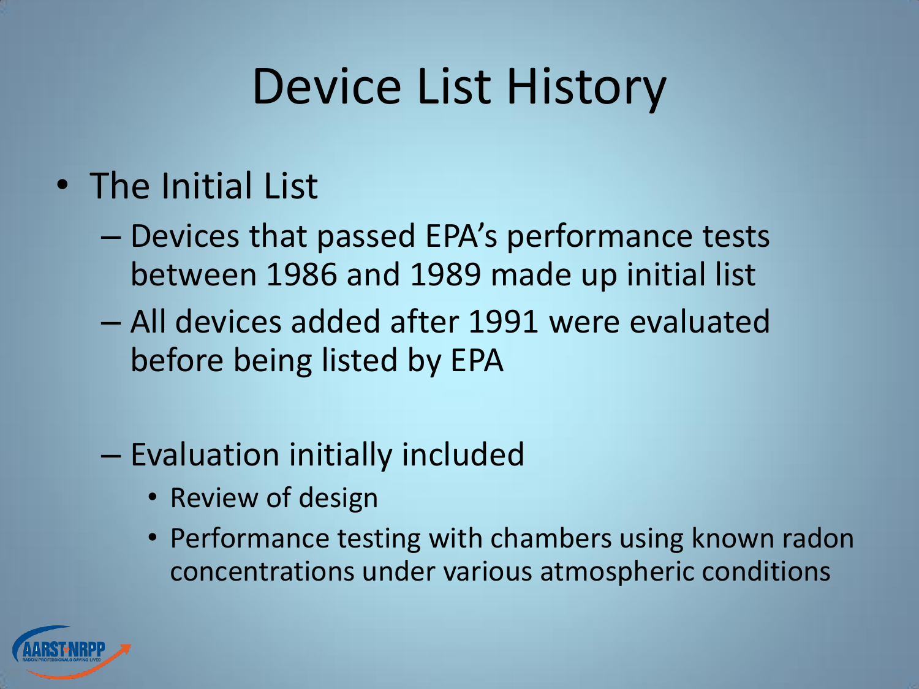# Device List History

- The Initial List
  - Devices that passed EPA's performance tests between 1986 and 1989 made up initial list
  - All devices added after 1991 were evaluated before being listed by EPA
  - Evaluation initially included
    - Review of design
    - Performance testing with chambers using known radon concentrations under various atmospheric conditions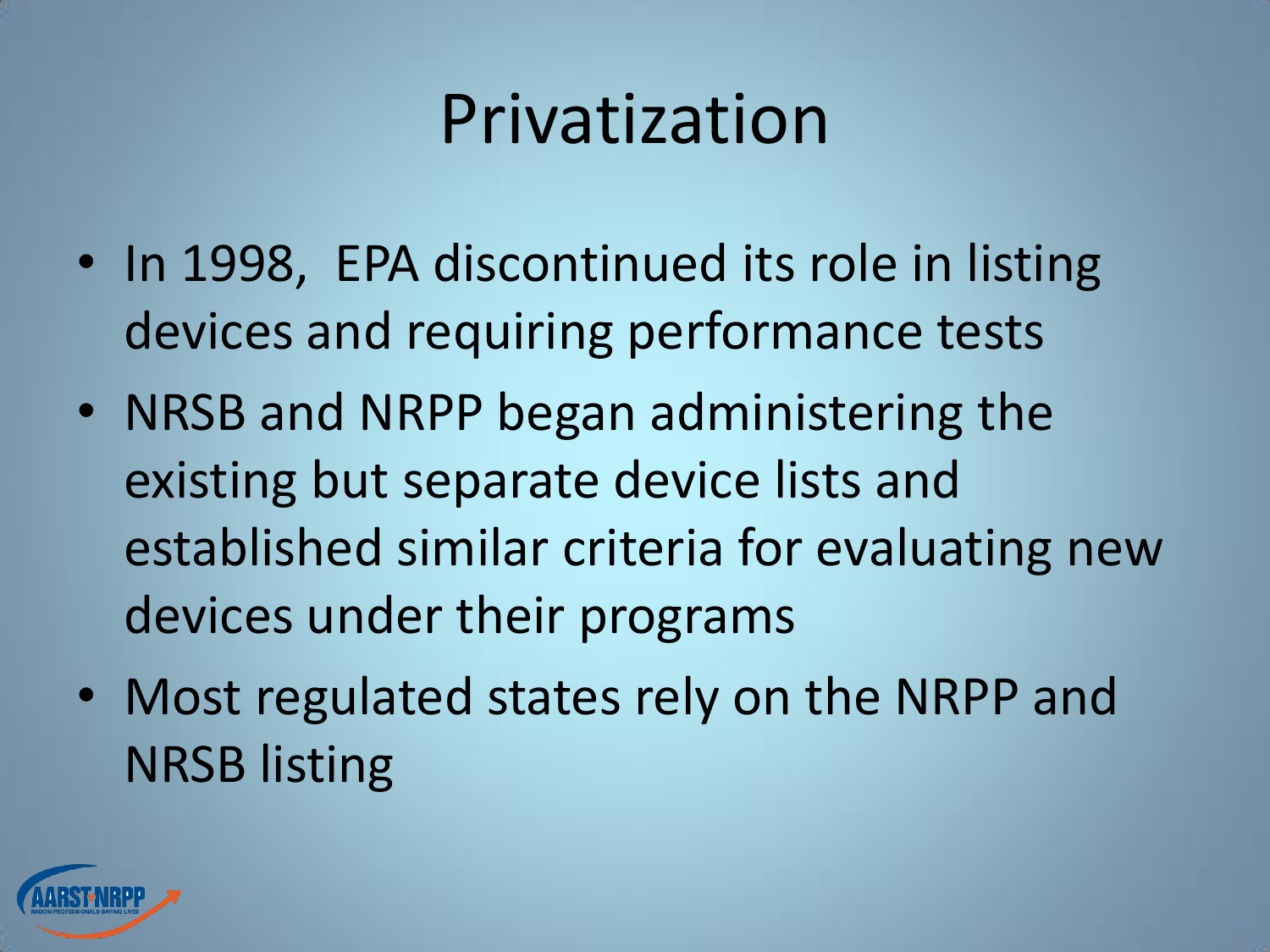# Privatization

- In 1998, EPA discontinued its role in listing devices and requiring performance tests
- NRSB and NRPP began administering the existing but separate device lists and established similar criteria for evaluating new devices under their programs
- Most regulated states rely on the NRPP and NRSB listing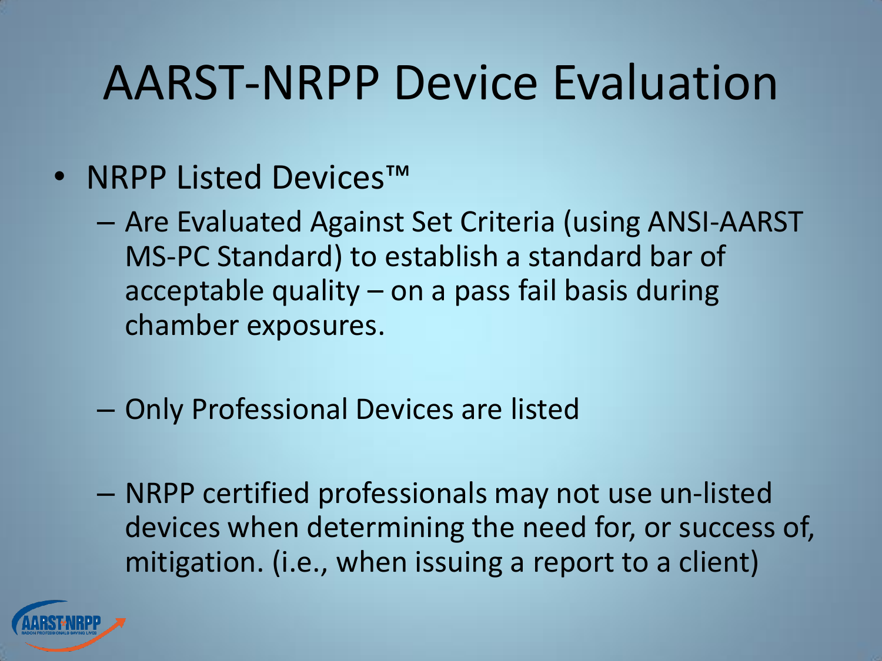# AARST-NRPP Device Evaluation

- NRPP Listed Devices™
  - Are Evaluated Against Set Criteria (using ANSI-AARST MS-PC Standard) to establish a standard bar of acceptable quality – on a pass fail basis during chamber exposures.
  - Only Professional Devices are listed
  - NRPP certified professionals may not use un-listed devices when determining the need for, or success of, mitigation. (i.e., when issuing a report to a client)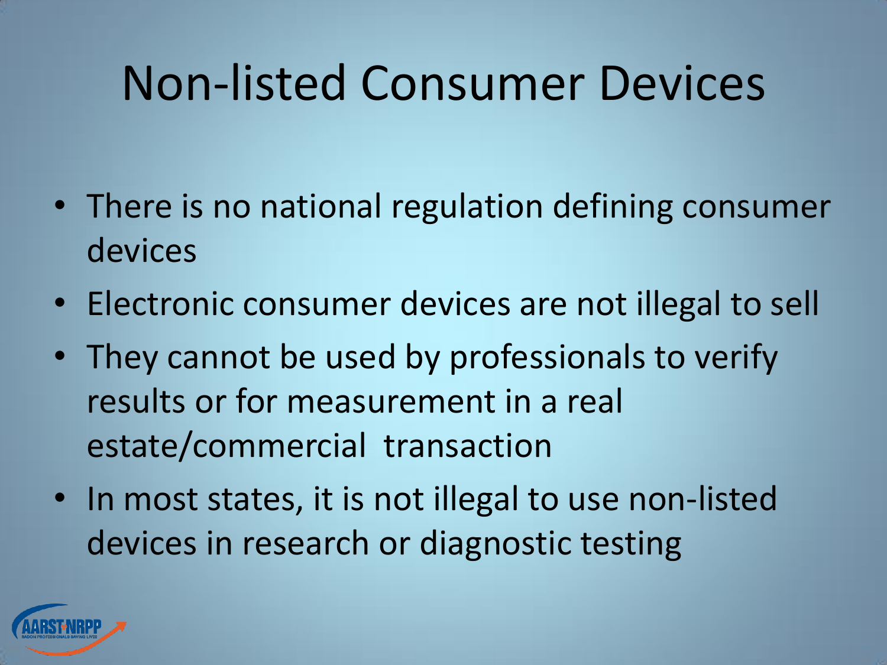# Non-listed Consumer Devices

- There is no national regulation defining consumer devices
- Electronic consumer devices are not illegal to sell
- They cannot be used by professionals to verify results or for measurement in a real estate/commercial transaction
- In most states, it is not illegal to use non-listed devices in research or diagnostic testing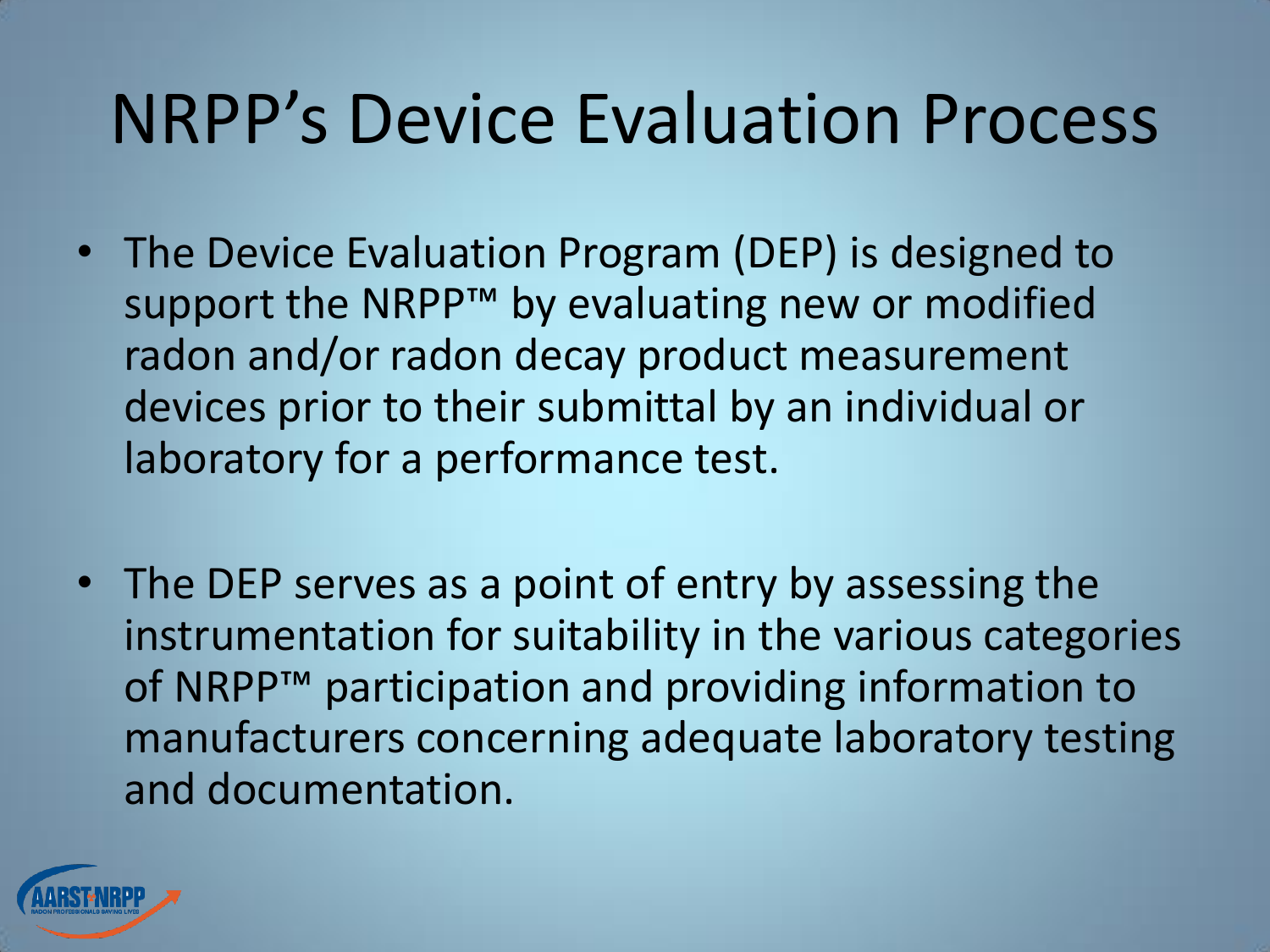# NRPP's Device Evaluation Process

- The Device Evaluation Program (DEP) is designed to support the NRPP™ by evaluating new or modified radon and/or radon decay product measurement devices prior to their submittal by an individual or laboratory for a performance test.

- The DEP serves as a point of entry by assessing the instrumentation for suitability in the various categories of NRPP™ participation and providing information to manufacturers concerning adequate laboratory testing and documentation.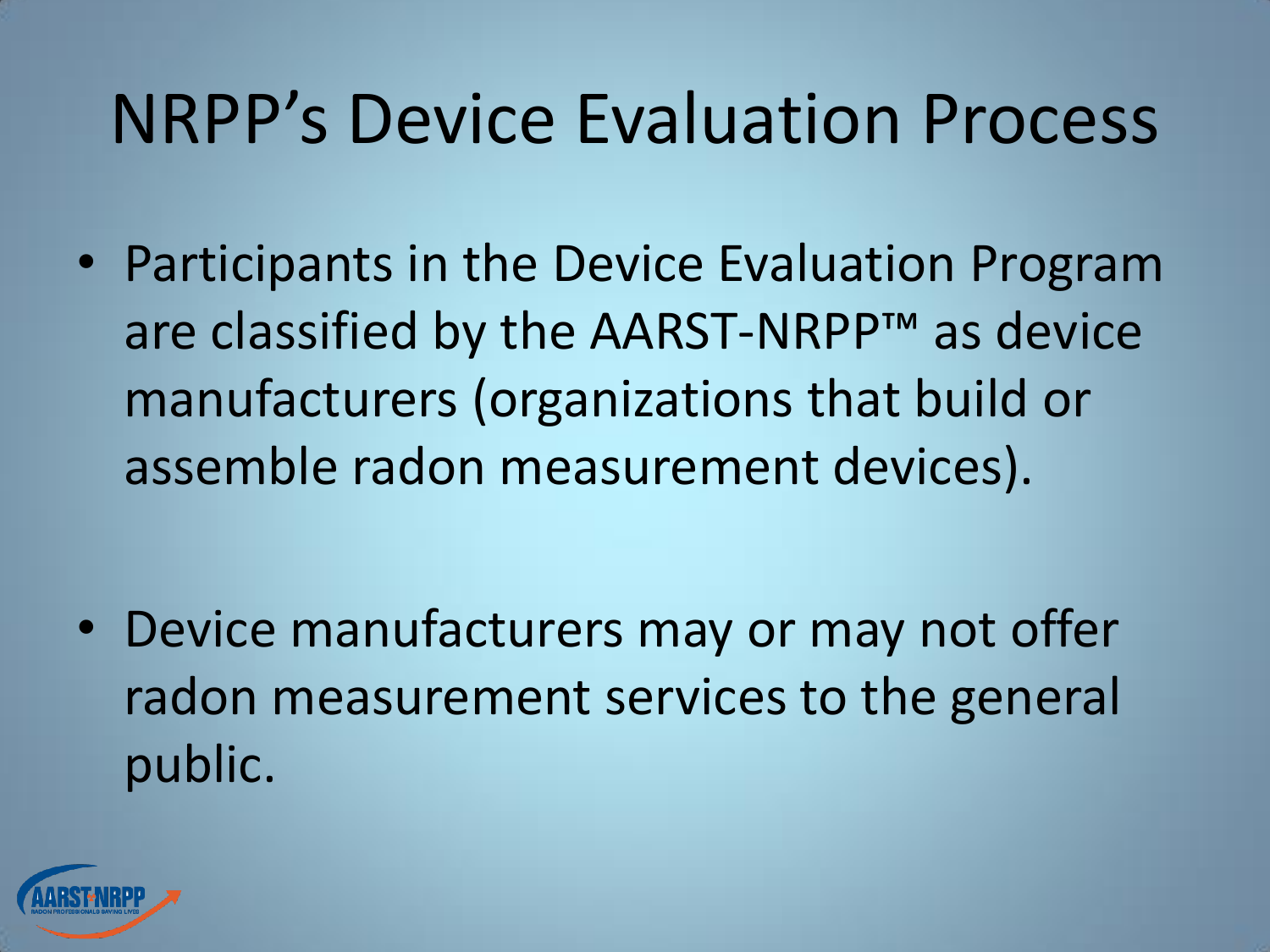# NRPP's Device Evaluation Process

- Participants in the Device Evaluation Program are classified by the AARST-NRPP™ as device manufacturers (organizations that build or assemble radon measurement devices).
- Device manufacturers may or may not offer radon measurement services to the general public.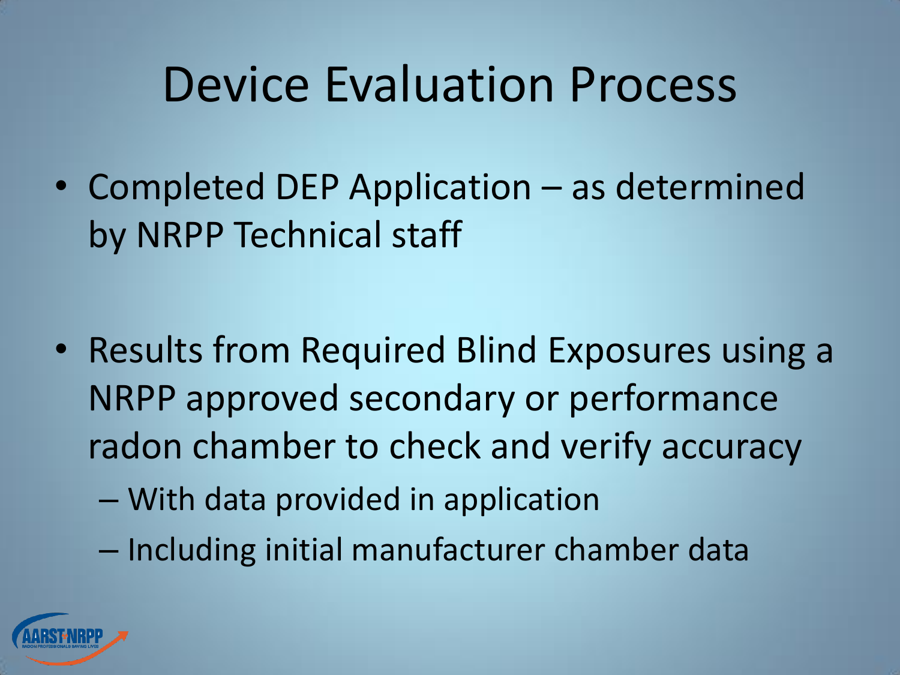# Device Evaluation Process

- Completed DEP Application – as determined by NRPP Technical staff

- Results from Required Blind Exposures using a NRPP approved secondary or performance radon chamber to check and verify accuracy
  - With data provided in application
  - Including initial manufacturer chamber data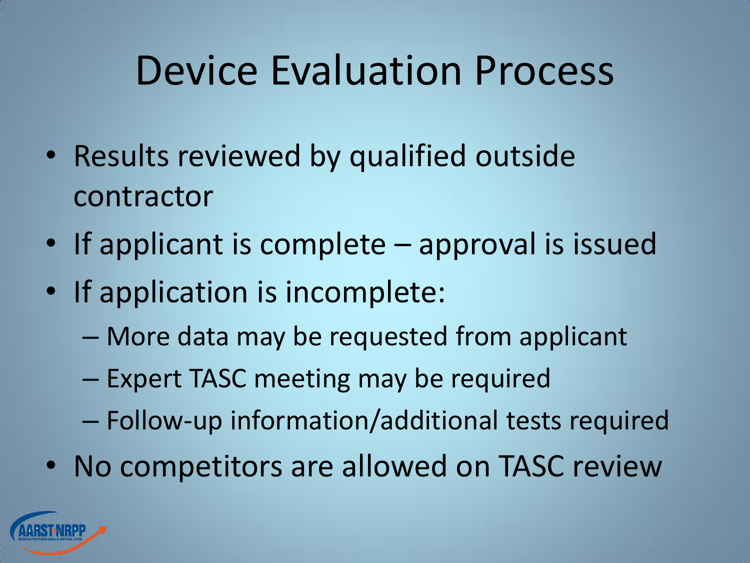# Device Evaluation Process

- Results reviewed by qualified outside contractor
- If applicant is complete – approval is issued
- If application is incomplete:
  - More data may be requested from applicant
  - Expert TASC meeting may be required
  - Follow-up information/additional tests required
- No competitors are allowed on TASC review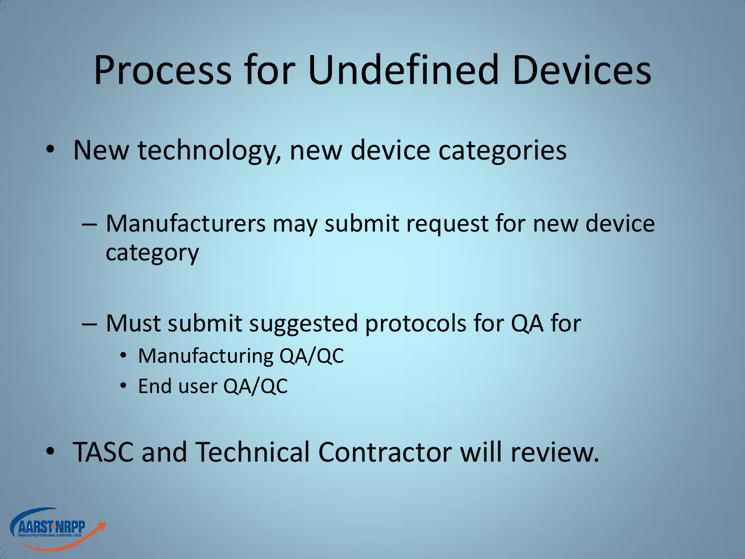# Process for Undefined Devices

- New technology, new device categories
  - Manufacturers may submit request for new device category
  - Must submit suggested protocols for QA for
    - Manufacturing QA/QC
    - End user QA/QC
- TASC and Technical Contractor will review.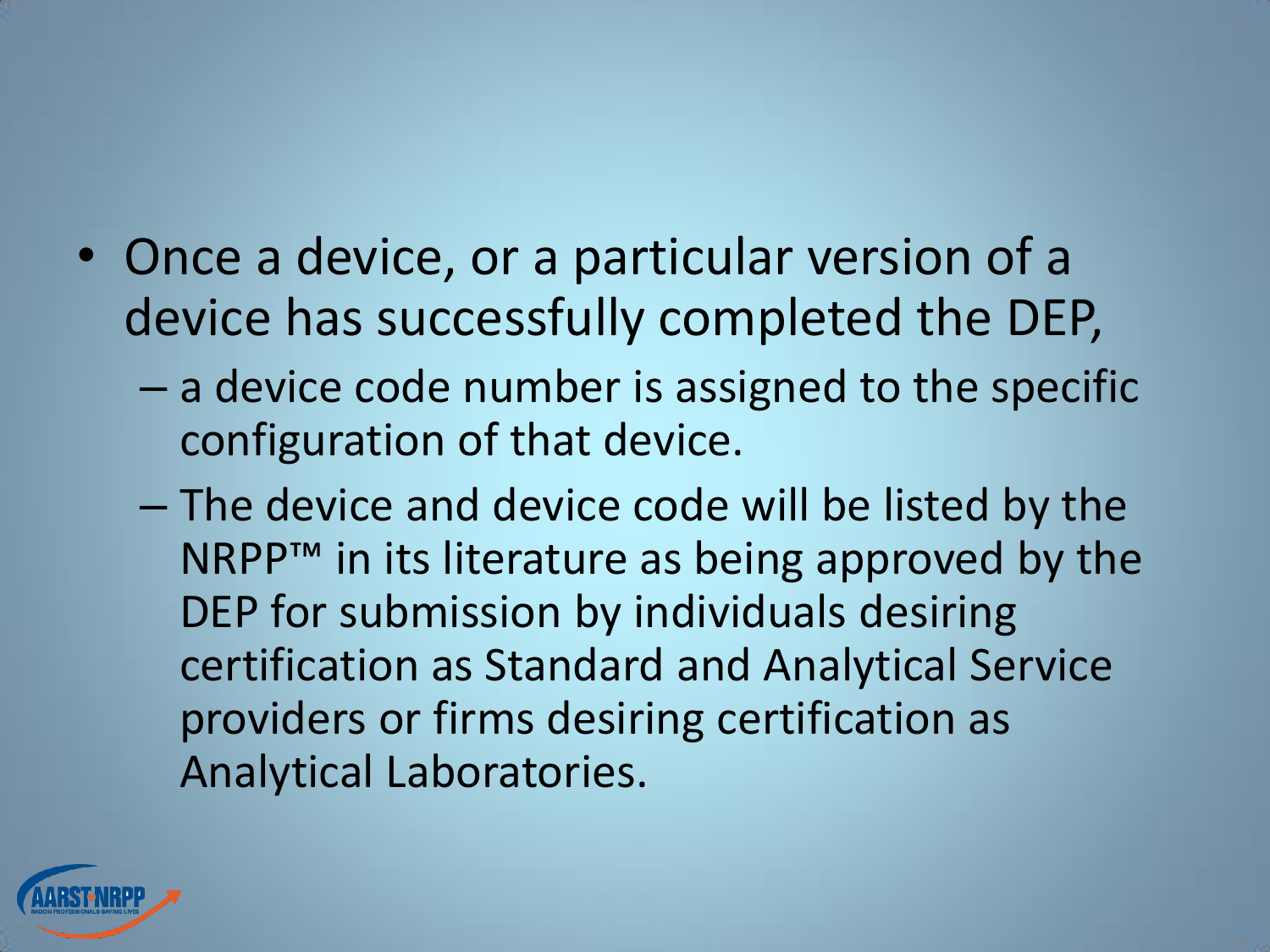- Once a device, or a particular version of a device has successfully completed the DEP,
  - a device code number is assigned to the specific configuration of that device.
  - The device and device code will be listed by the NRPP™ in its literature as being approved by the DEP for submission by individuals desiring certification as Standard and Analytical Service providers or firms desiring certification as Analytical Laboratories.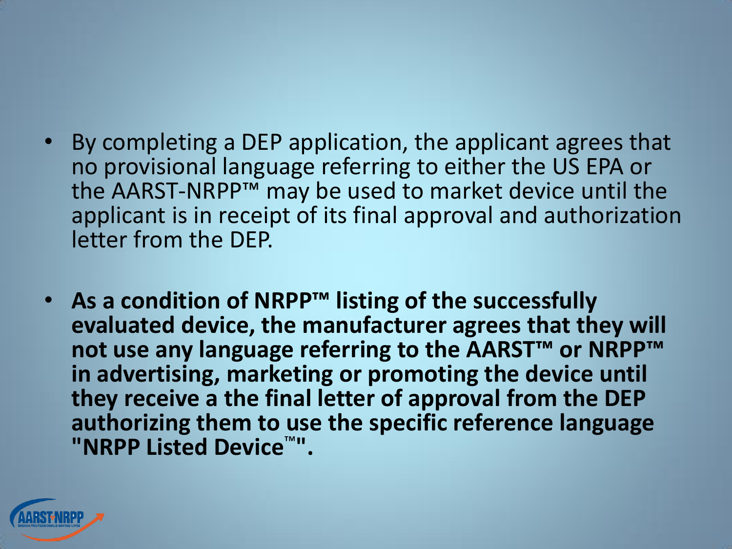- By completing a DEP application, the applicant agrees that no provisional language referring to either the US EPA or the AARST-NRPP™ may be used to market device until the applicant is in receipt of its final approval and authorization letter from the DEP.

- **As a condition of NRPP™ listing of the successfully evaluated device, the manufacturer agrees that they will not use any language referring to the AARST™ or NRPP™ in advertising, marketing or promoting the device until they receive a the final letter of approval from the DEP authorizing them to use the specific reference language "NRPP Listed Device™".**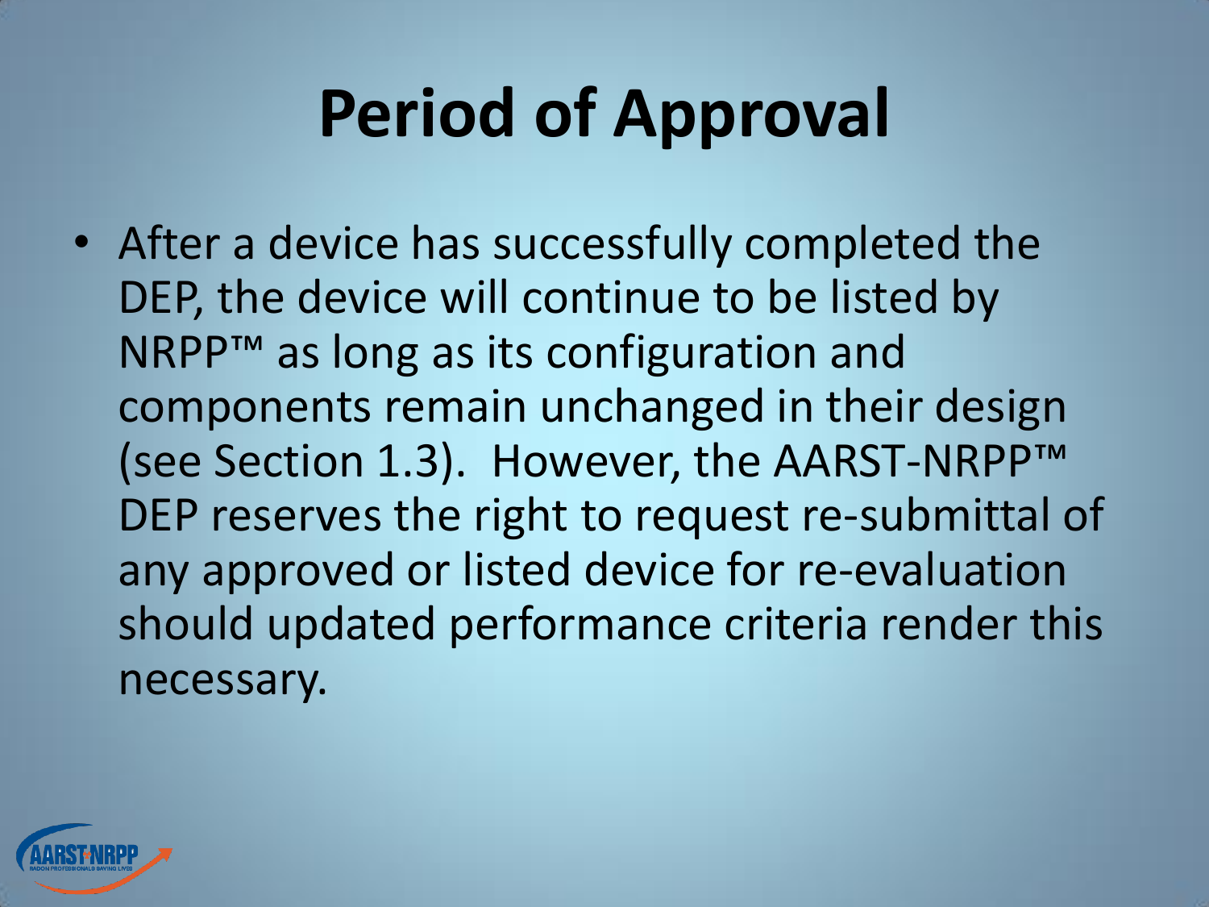# Period of Approval

- After a device has successfully completed the DEP, the device will continue to be listed by NRPP™ as long as its configuration and components remain unchanged in their design (see Section 1.3). However, the AARST-NRPP™ DEP reserves the right to request re-submittal of any approved or listed device for re-evaluation should updated performance criteria render this necessary.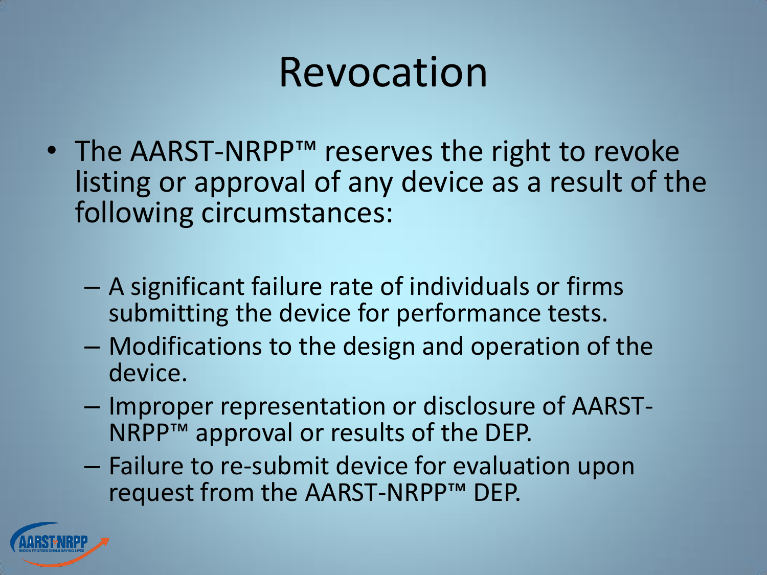# Revocation

- The AARST-NRPP™ reserves the right to revoke listing or approval of any device as a result of the following circumstances:
  - A significant failure rate of individuals or firms submitting the device for performance tests.
  - Modifications to the design and operation of the device.
  - Improper representation or disclosure of AARST-NRPP™ approval or results of the DEP.
  - Failure to re-submit device for evaluation upon request from the AARST-NRPP™ DEP.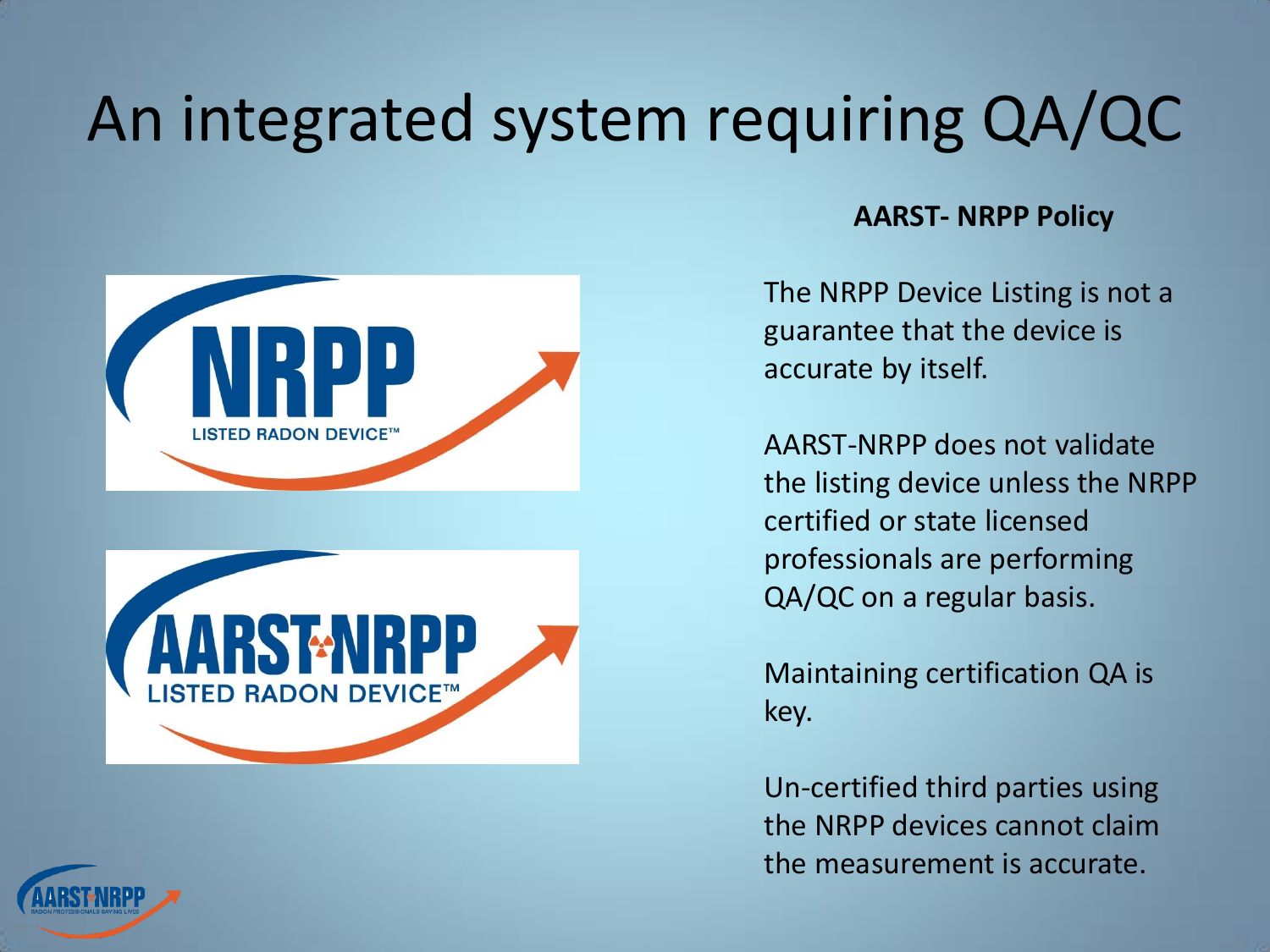# An integrated system requiring QA/QC

**AARST- NRPP Policy**

The NRPP Device Listing is not a guarantee that the device is accurate by itself.

AARST-NRPP does not validate the listing device unless the NRPP certified or state licensed professionals are performing QA/QC on a regular basis.

Maintaining certification QA is key.

Un-certified third parties using the NRPP devices cannot claim the measurement is accurate.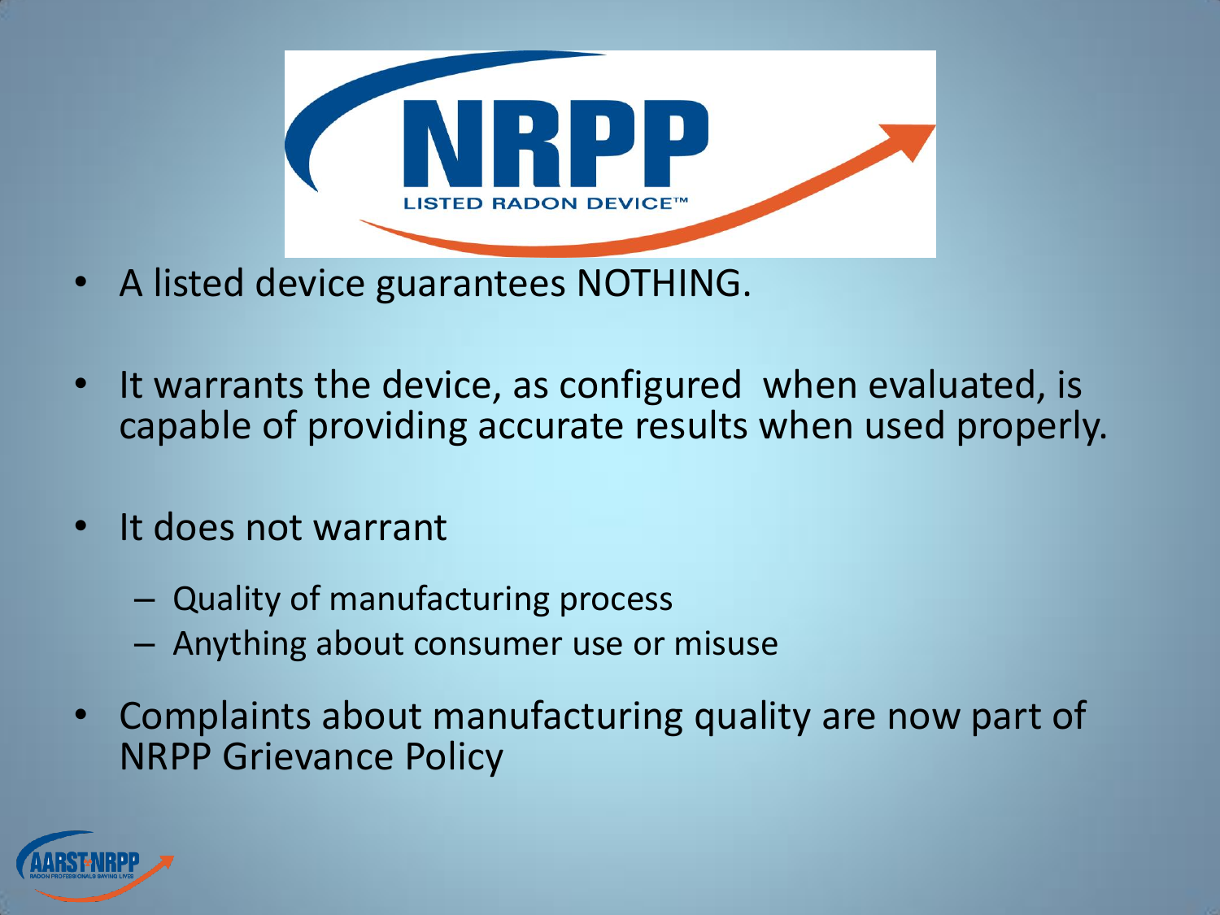NRPP

LISTED RADON DEVICE™

- A listed device guarantees NOTHING.
- It warrants the device, as configured when evaluated, is capable of providing accurate results when used properly.
- It does not warrant
  - Quality of manufacturing process
  - Anything about consumer use or misuse
- Complaints about manufacturing quality are now part of NRPP Grievance Policy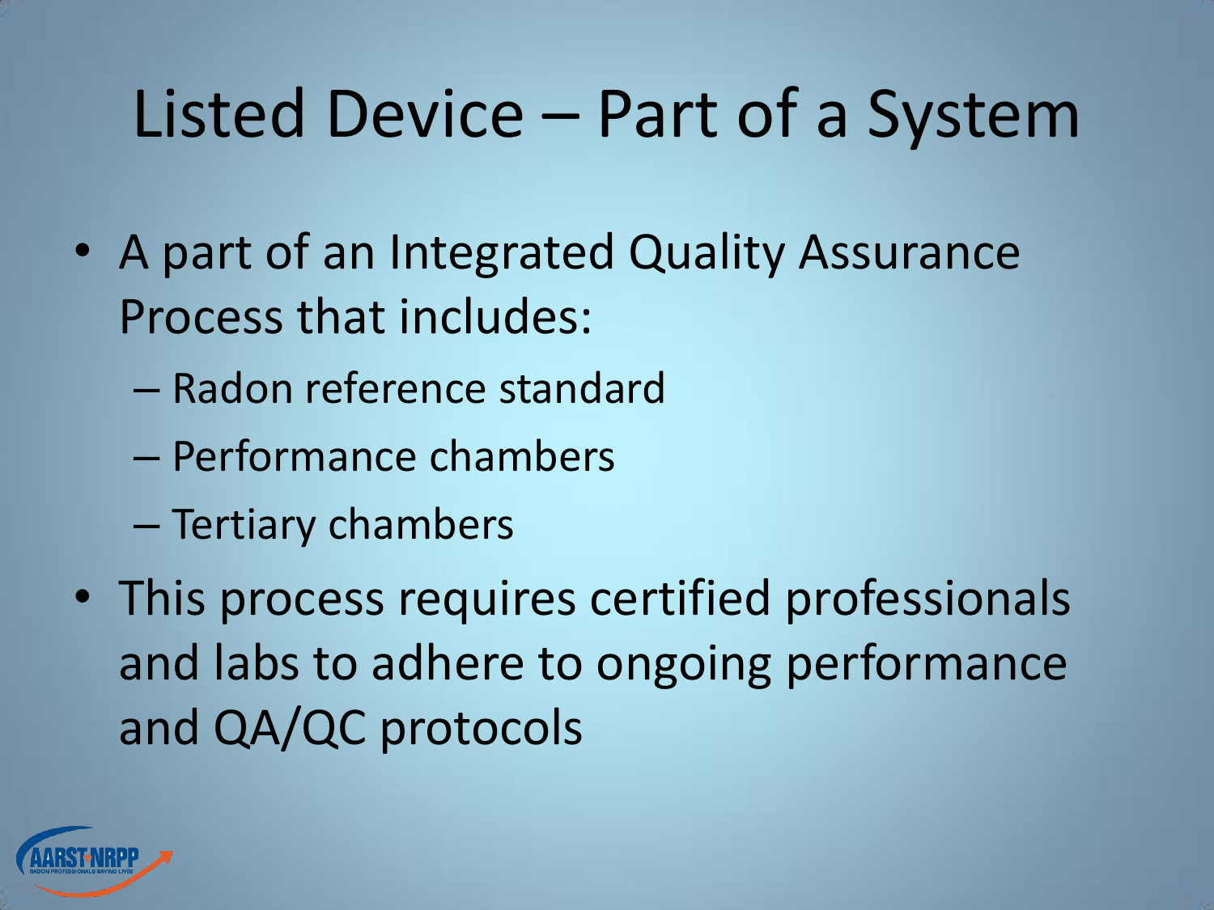# Listed Device – Part of a System

- A part of an Integrated Quality Assurance Process that includes:
  - Radon reference standard
  - Performance chambers
  - Tertiary chambers
- This process requires certified professionals and labs to adhere to ongoing performance and QA/QC protocols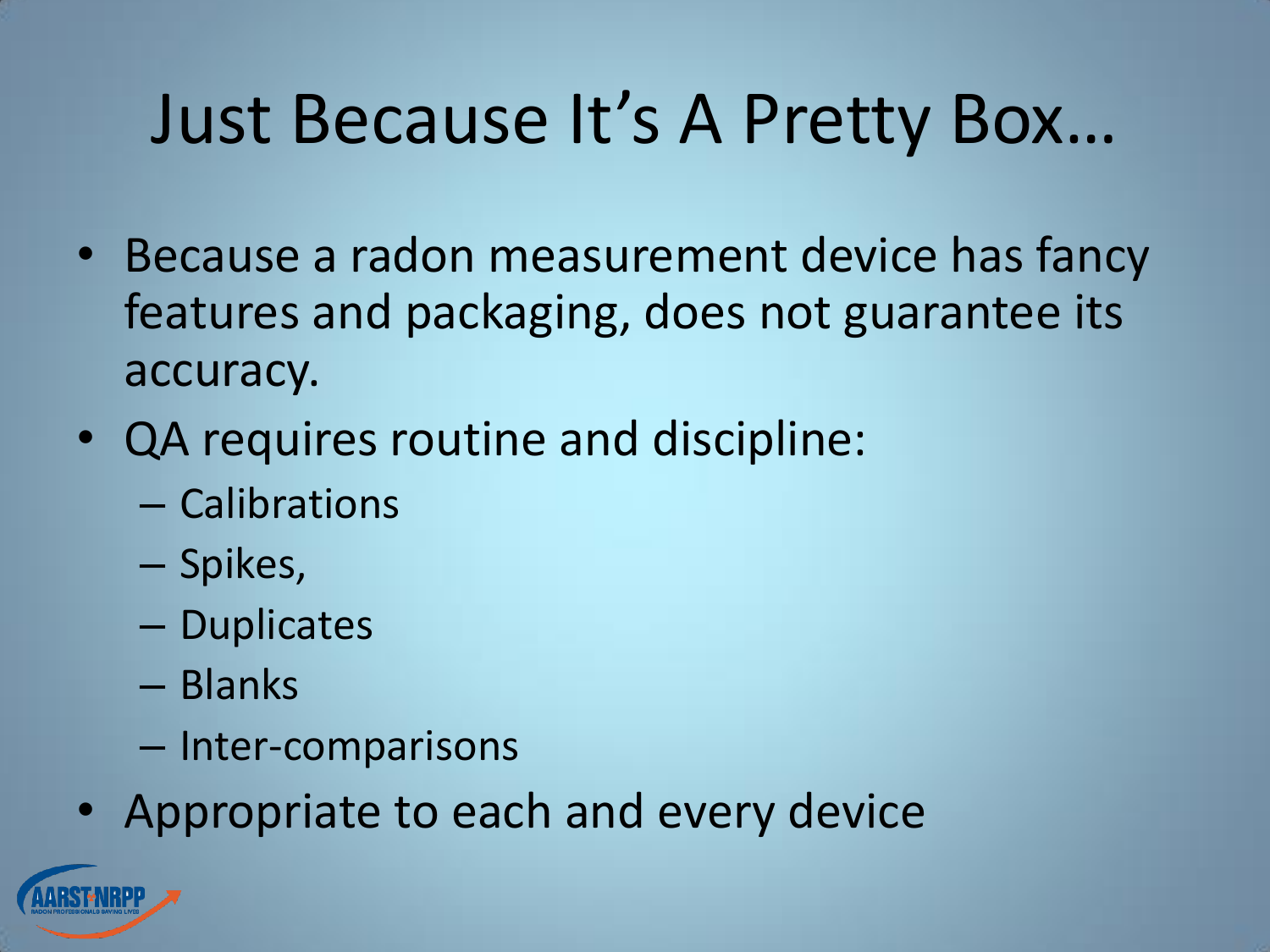# Just Because It's A Pretty Box…

- Because a radon measurement device has fancy features and packaging, does not guarantee its accuracy.
- QA requires routine and discipline:
  - Calibrations
  - Spikes,
  - Duplicates
  - Blanks
  - Inter-comparisons
- Appropriate to each and every device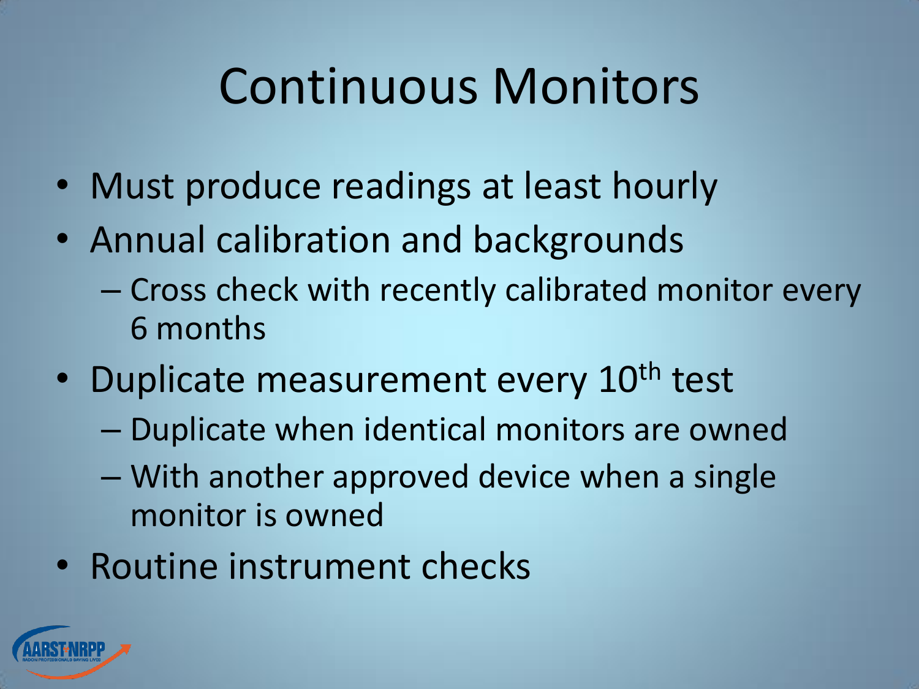# Continuous Monitors

- Must produce readings at least hourly
- Annual calibration and backgrounds
  - Cross check with recently calibrated monitor every 6 months
- Duplicate measurement every 10th test
  - Duplicate when identical monitors are owned
  - With another approved device when a single monitor is owned
- Routine instrument checks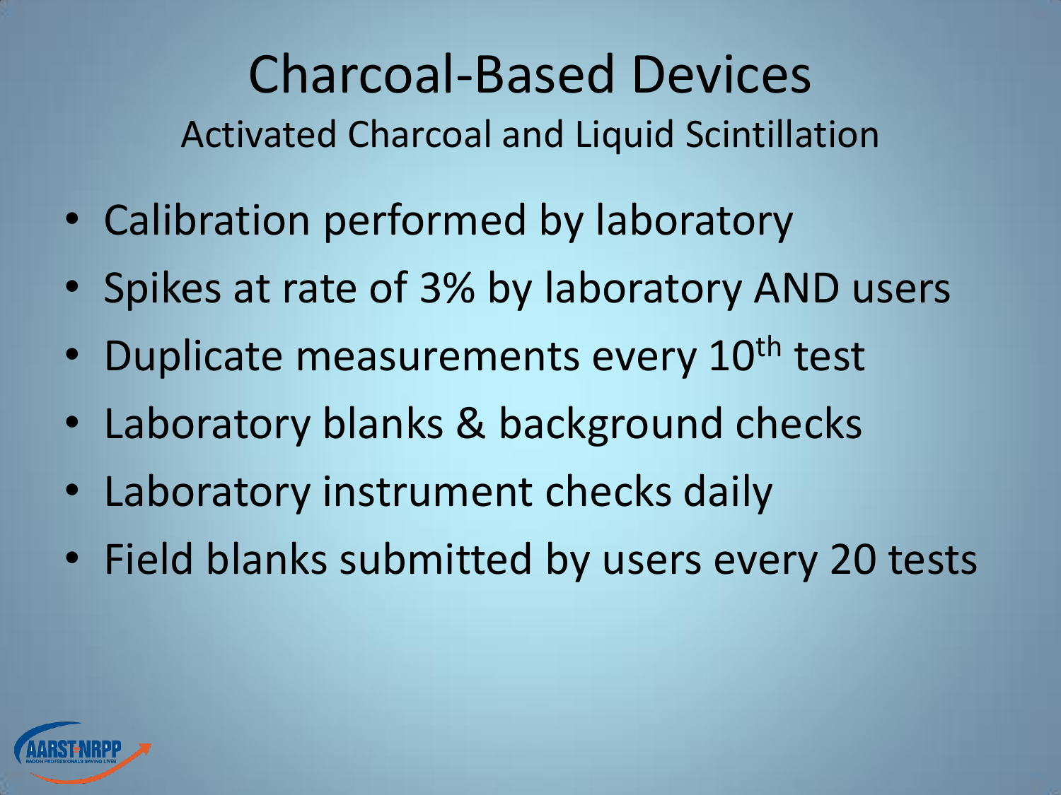# Charcoal-Based Devices

## Activated Charcoal and Liquid Scintillation

- Calibration performed by laboratory
- Spikes at rate of 3% by laboratory AND users
- Duplicate measurements every 10th test
- Laboratory blanks & background checks
- Laboratory instrument checks daily
- Field blanks submitted by users every 20 tests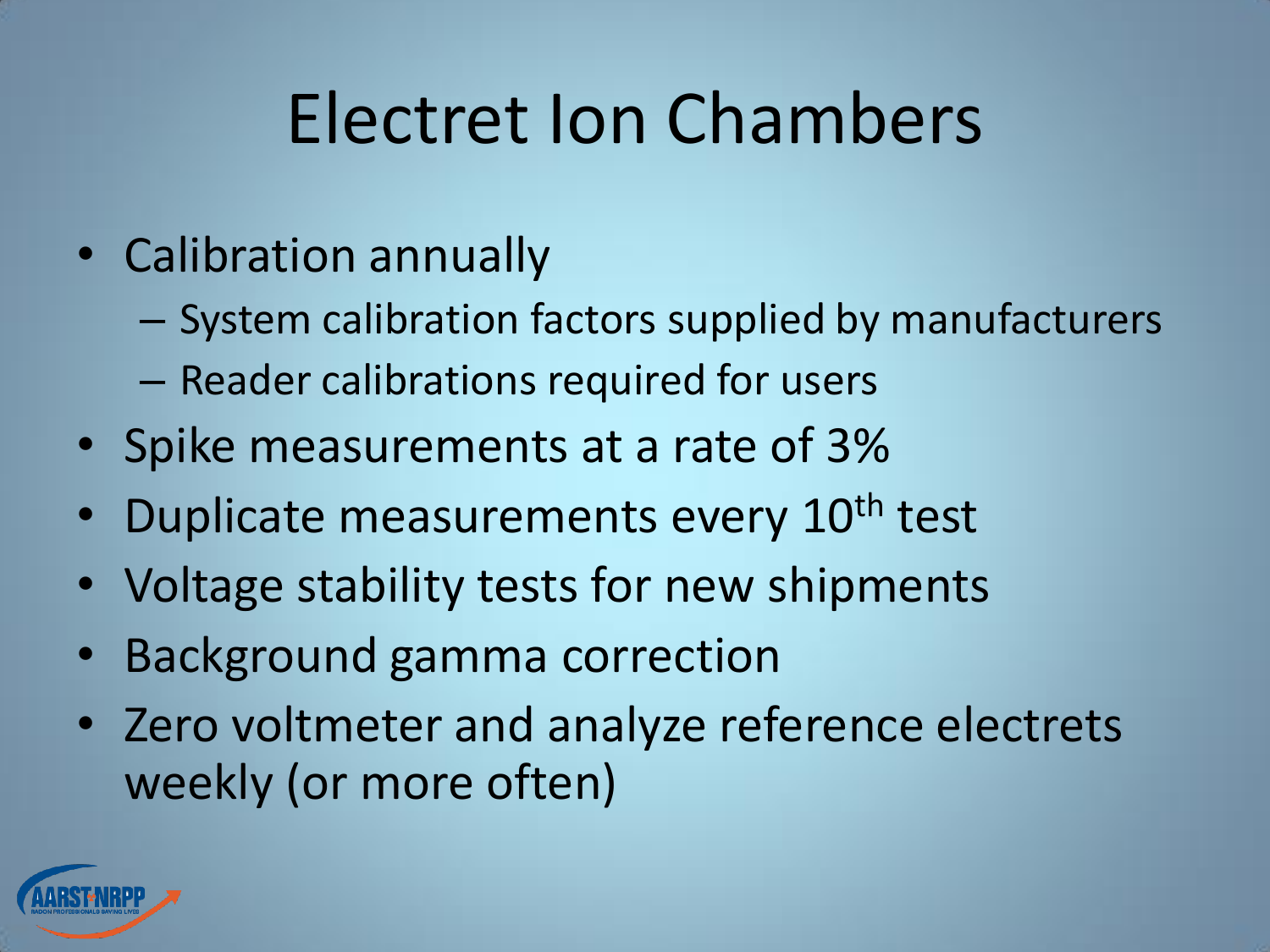# Electret Ion Chambers

- Calibration annually
  - System calibration factors supplied by manufacturers
  - Reader calibrations required for users
- Spike measurements at a rate of 3%
- Duplicate measurements every 10th test
- Voltage stability tests for new shipments
- Background gamma correction
- Zero voltmeter and analyze reference electrets weekly (or more often)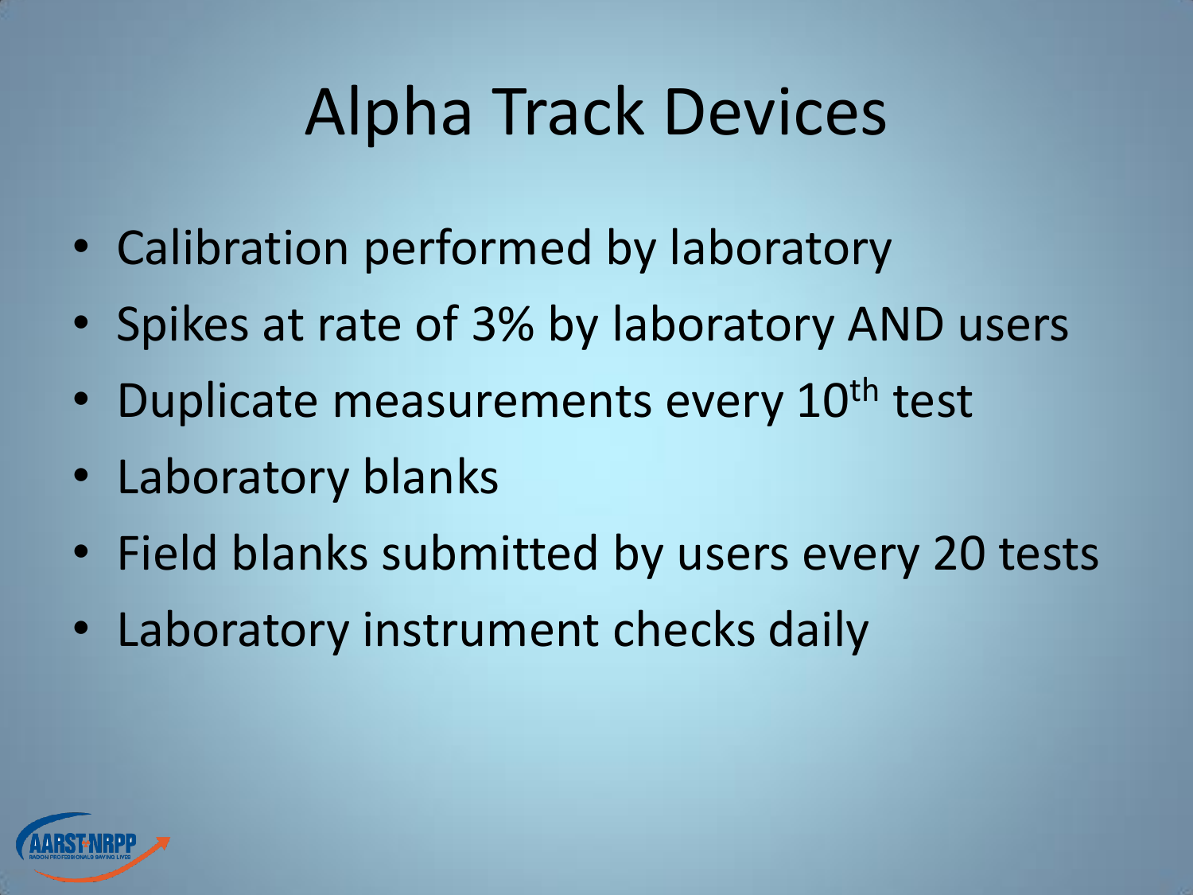# Alpha Track Devices

- Calibration performed by laboratory
- Spikes at rate of 3% by laboratory AND users
- Duplicate measurements every 10th test
- Laboratory blanks
- Field blanks submitted by users every 20 tests
- Laboratory instrument checks daily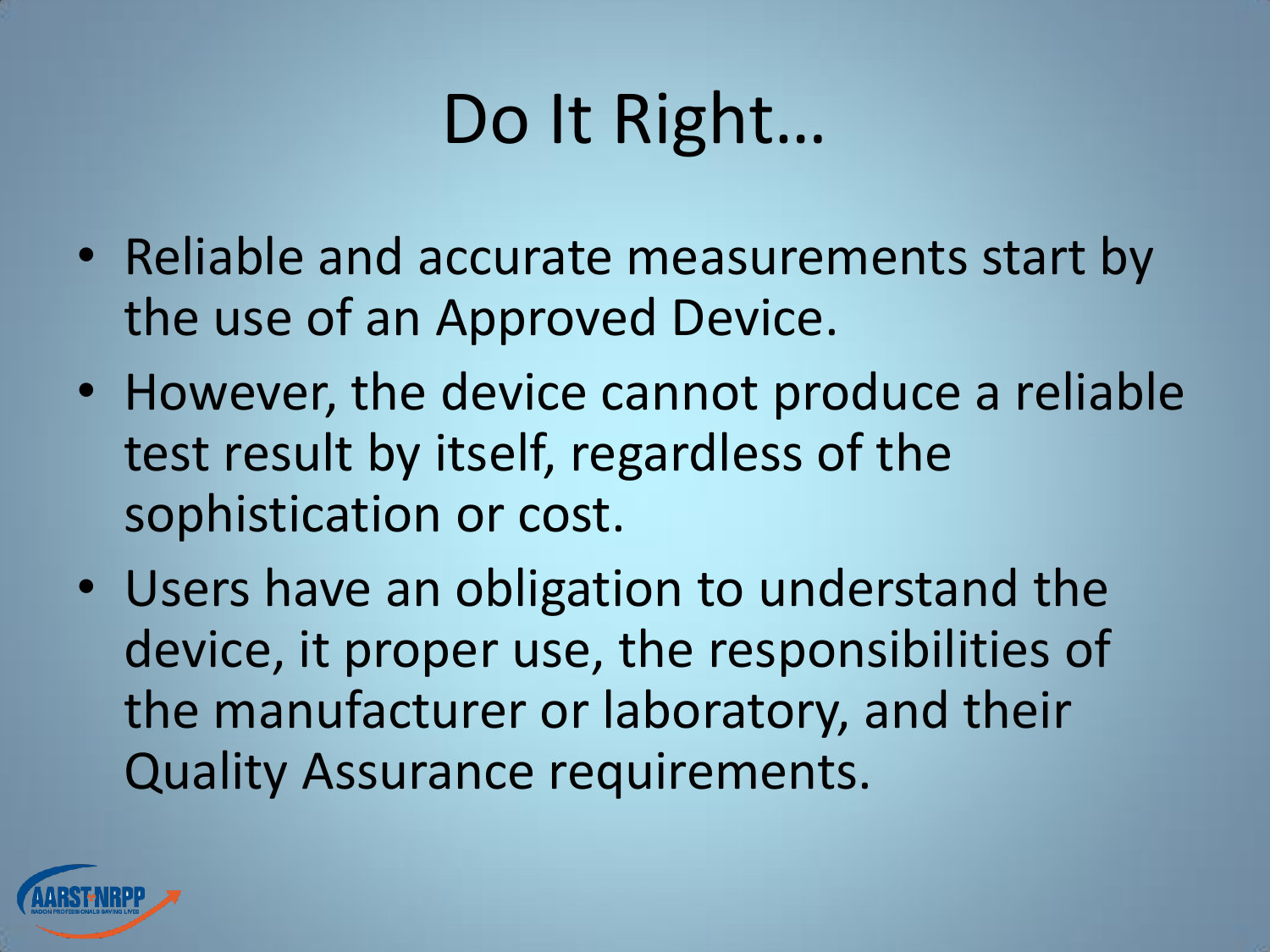# Do It Right…

- Reliable and accurate measurements start by the use of an Approved Device.
- However, the device cannot produce a reliable test result by itself, regardless of the sophistication or cost.
- Users have an obligation to understand the device, it proper use, the responsibilities of the manufacturer or laboratory, and their Quality Assurance requirements.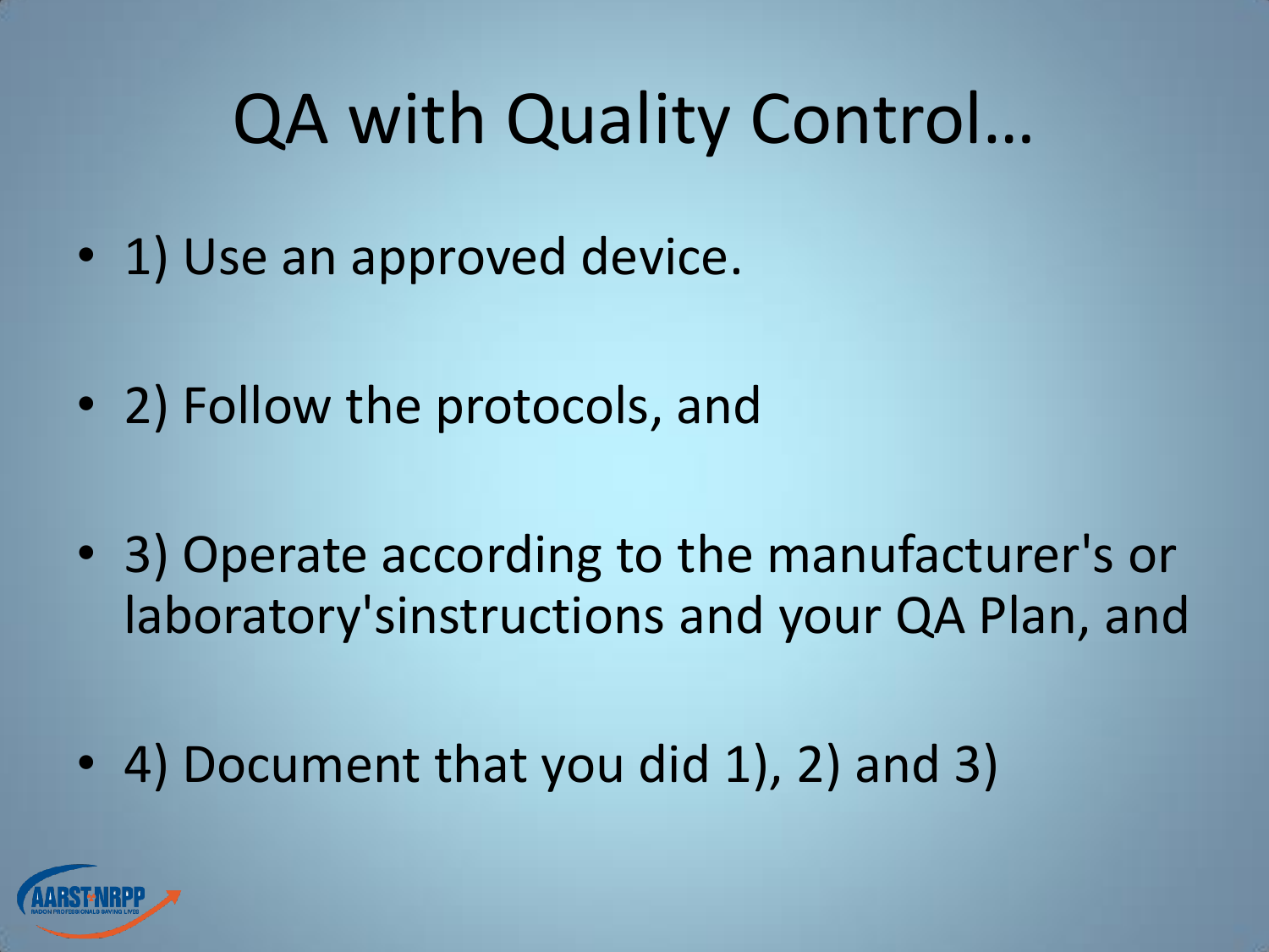# QA with Quality Control…

- 1) Use an approved device.
- 2) Follow the protocols, and
- 3) Operate according to the manufacturer's or laboratory'sinstructions and your QA Plan, and
- 4) Document that you did 1), 2) and 3)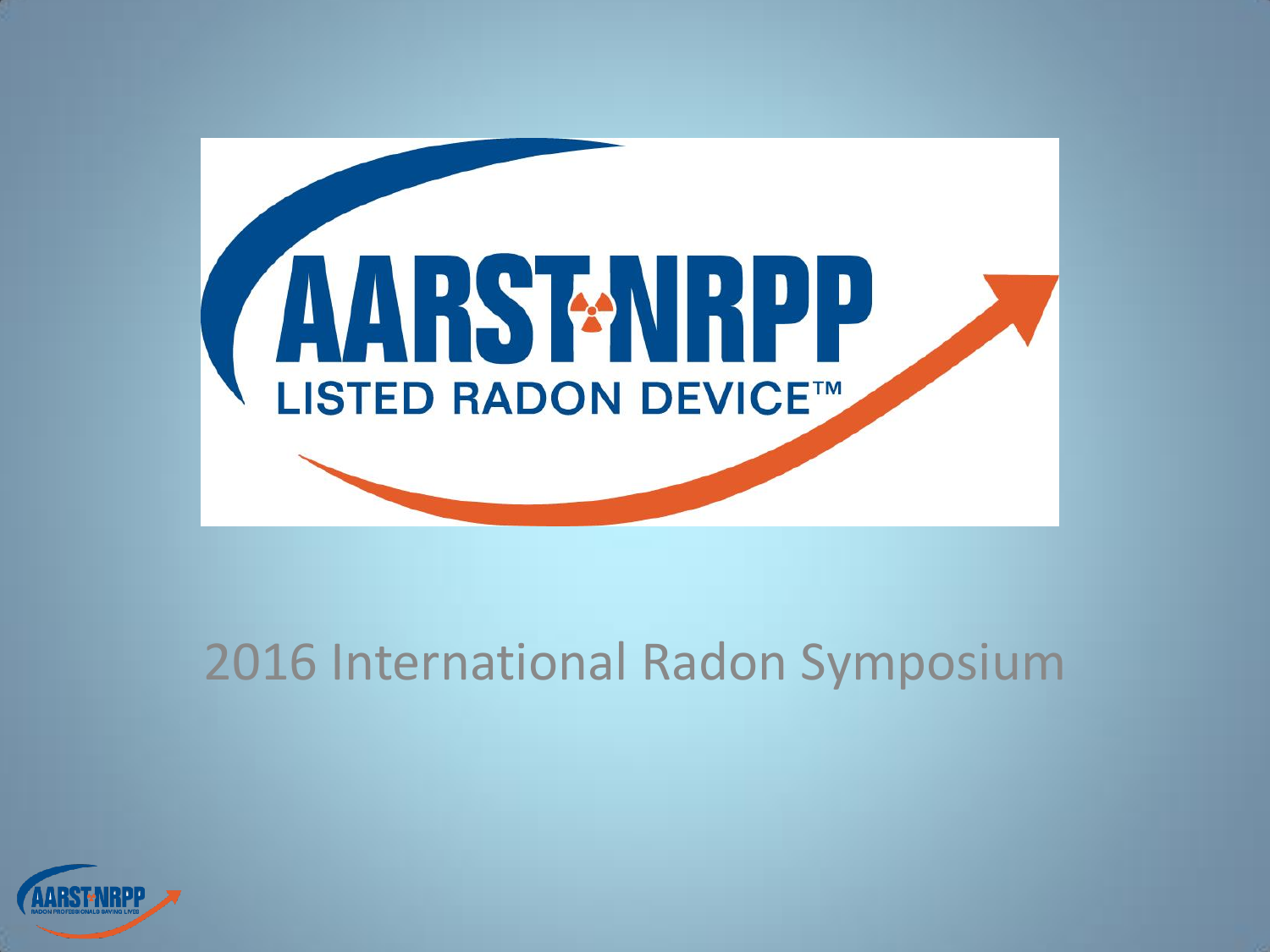AARST NRPP

LISTED RADON DEVICE™

2016 International Radon Symposium